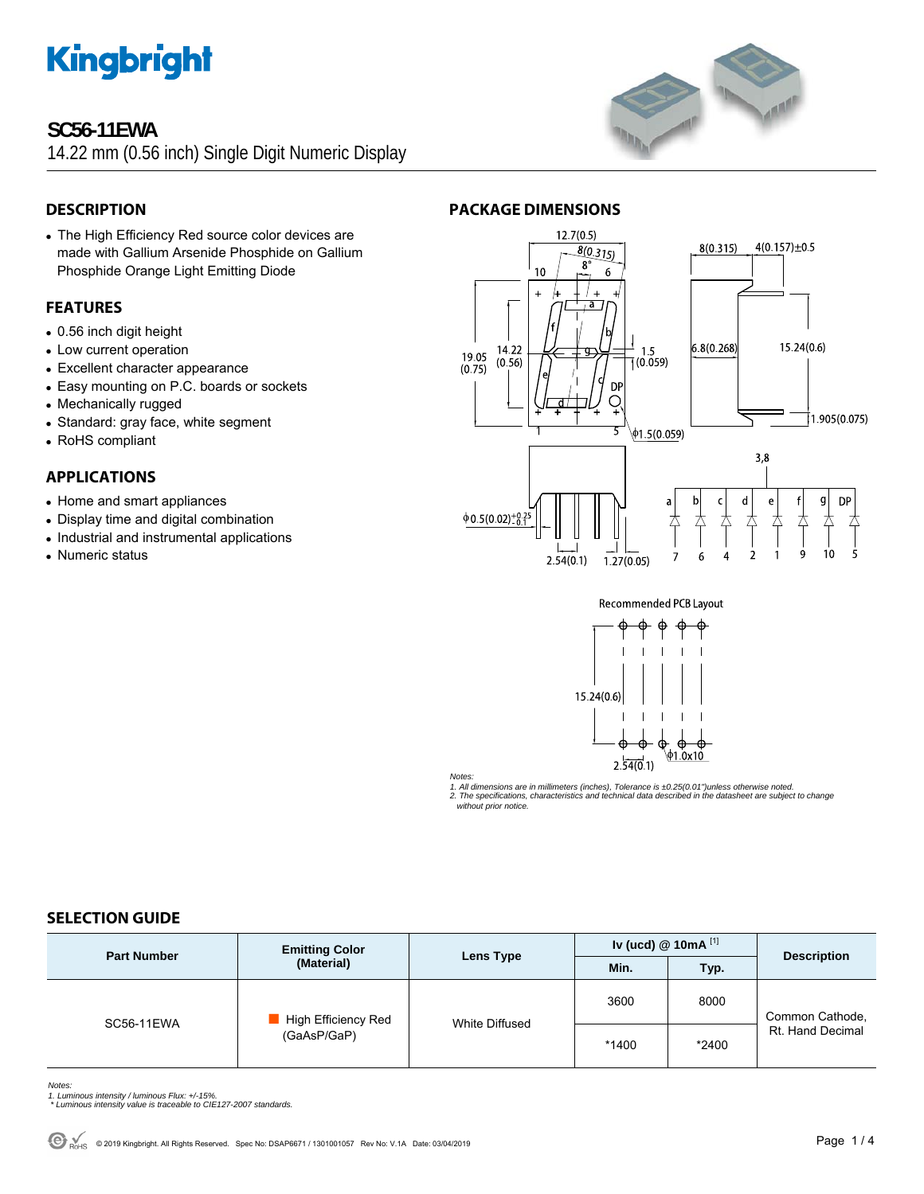# SC56-11EWA

14.22 mm (0.56 inch) Single Digit Numeric Display

## DESCRIPTION

- The High Efficiency Red source color devices are made with Gallium Arsenide Phosphide on Gallium Phosphide Orange Light Emitting Diode

## FEATURES

- 0.56 inch digit height
- Low current operation
- Excellent character appearance
- Easy mounting on P.C. boards or sockets
- Mechanically rugged
- Standard: gray face, white segment
- RoHS compliant

## APPLICATIONS

- Home and smart appliances
- Display time and digital combination
- Industrial and instrumental applications
- Numeric status

## PACKAGE DIMENSIONS

Recommended PCB Layout

*Notes:*
*1. All dimensions are in millimeters (inches), Tolerance is ±0.25(0.01")unless otherwise noted.*
*2. The specifications, characteristics and technical data described in the datasheet are subject to change without prior notice.*

## SELECTION GUIDE

| Part Number | Emitting Color (Material) | Lens Type | Iv (ucd) @ 10mA [1] | | Description |
|---|---|---|---|---|---|
| | | | Min. | Typ. | |
| SC56-11EWA | High Efficiency Red (GaAsP/GaP) | White Diffused | 3600 | 8000 | Common Cathode, Rt. Hand Decimal |
| | | | *1400 | *2400 | |

*Notes:*
*1. Luminous intensity / luminous Flux: +/-15%.*
*\* Luminous intensity value is traceable to CIE127-2007 standards.*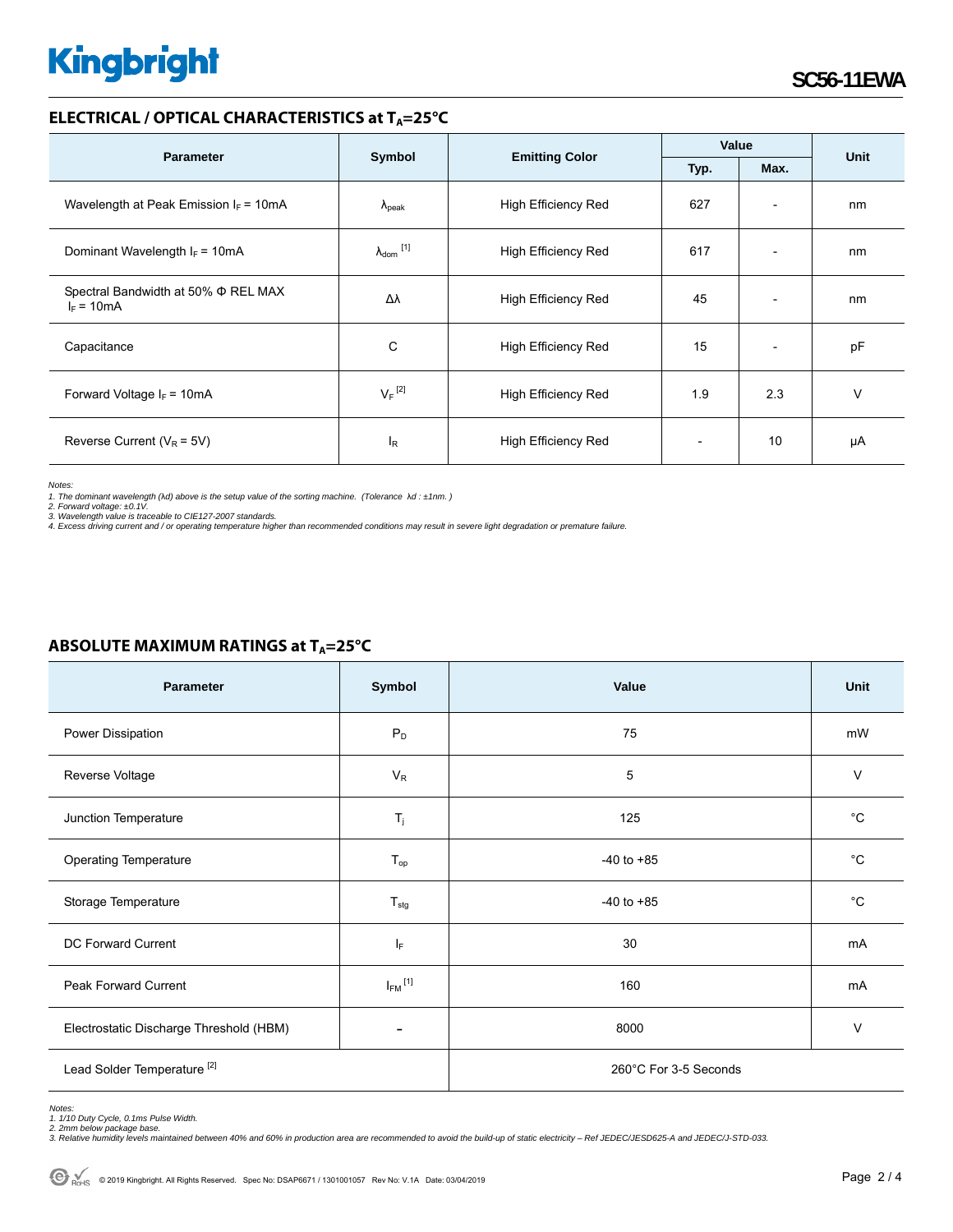## ELECTRICAL / OPTICAL CHARACTERISTICS at $T_A$=25°C

| Parameter | Symbol | Emitting Color | Value | | Unit |
|---|---|---|---|---|---|
| | | | Typ. | Max. | |
| Wavelength at Peak Emission $I_F$ = 10mA | $\lambda_{peak}$ | High Efficiency Red | 627 | - | nm |
| Dominant Wavelength $I_F$ = 10mA | $\lambda_{dom}$ [1] | High Efficiency Red | 617 | - | nm |
| Spectral Bandwidth at 50% Φ REL MAX $I_F$ = 10mA | Δλ | High Efficiency Red | 45 | - | nm |
| Capacitance | C | High Efficiency Red | 15 | - | pF |
| Forward Voltage $I_F$ = 10mA | $V_F$ [2] | High Efficiency Red | 1.9 | 2.3 | V |
| Reverse Current ($V_R$ = 5V) | $I_R$ | High Efficiency Red | - | 10 | μA |

*Notes:*
*1. The dominant wavelength (λd) above is the setup value of the sorting machine. (Tolerance λd : ±1nm. )*
*2. Forward voltage: ±0.1V.*
*3. Wavelength value is traceable to CIE127-2007 standards.*
*4. Excess driving current and / or operating temperature higher than recommended conditions may result in severe light degradation or premature failure.*

## ABSOLUTE MAXIMUM RATINGS at $T_A$=25°C

| Parameter | Symbol | Value | Unit |
|---|---|---|---|
| Power Dissipation | $P_D$ | 75 | mW |
| Reverse Voltage | $V_R$ | 5 | V |
| Junction Temperature | $T_j$ | 125 | °C |
| Operating Temperature | $T_{op}$ | -40 to +85 | °C |
| Storage Temperature | $T_{stg}$ | -40 to +85 | °C |
| DC Forward Current | $I_F$ | 30 | mA |
| Peak Forward Current | $I_{FM}$ [1] | 160 | mA |
| Electrostatic Discharge Threshold (HBM) | - | 8000 | V |
| Lead Solder Temperature [2] | | 260°C For 3-5 Seconds | |

*Notes:*
*1. 1/10 Duty Cycle, 0.1ms Pulse Width.*
*2. 2mm below package base.*
*3. Relative humidity levels maintained between 40% and 60% in production area are recommended to avoid the build-up of static electricity – Ref JEDEC/JESD625-A and JEDEC/J-STD-033.*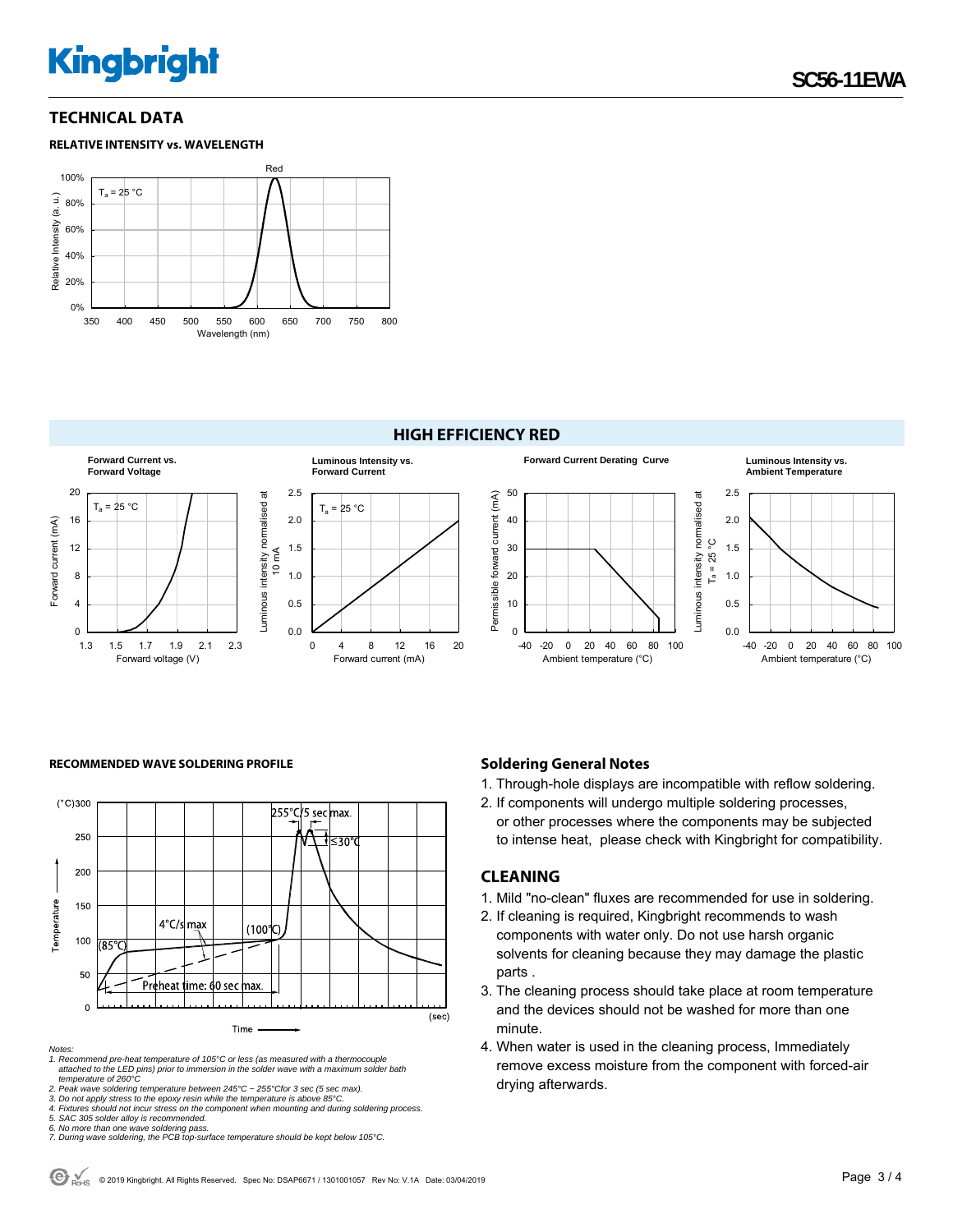## TECHNICAL DATA

### RELATIVE INTENSITY vs. WAVELENGTH

## HIGH EFFICIENCY RED

### RECOMMENDED WAVE SOLDERING PROFILE

*Notes:*

*1. Recommend pre-heat temperature of 105°C or less (as measured with a thermocouple attached to the LED pins) prior to immersion in the solder wave with a maximum solder bath temperature of 260°C*

*2. Peak wave soldering temperature between 245°C ~ 255°Cfor 3 sec (5 sec max).*

*3. Do not apply stress to the epoxy resin while the temperature is above 85°C.*

*4. Fixtures should not incur stress on the component when mounting and during soldering process.*

*5. SAC 305 solder alloy is recommended.*

*6. No more than one wave soldering pass.*

*7. During wave soldering, the PCB top-surface temperature should be kept below 105°C.*

### Soldering General Notes

1. Through-hole displays are incompatible with reflow soldering.
2. If components will undergo multiple soldering processes, or other processes where the components may be subjected to intense heat, please check with Kingbright for compatibility.

## CLEANING

1. Mild "no-clean" fluxes are recommended for use in soldering.
2. If cleaning is required, Kingbright recommends to wash components with water only. Do not use harsh organic solvents for cleaning because they may damage the plastic parts .
3. The cleaning process should take place at room temperature and the devices should not be washed for more than one minute.
4. When water is used in the cleaning process, Immediately remove excess moisture from the component with forced-air drying afterwards.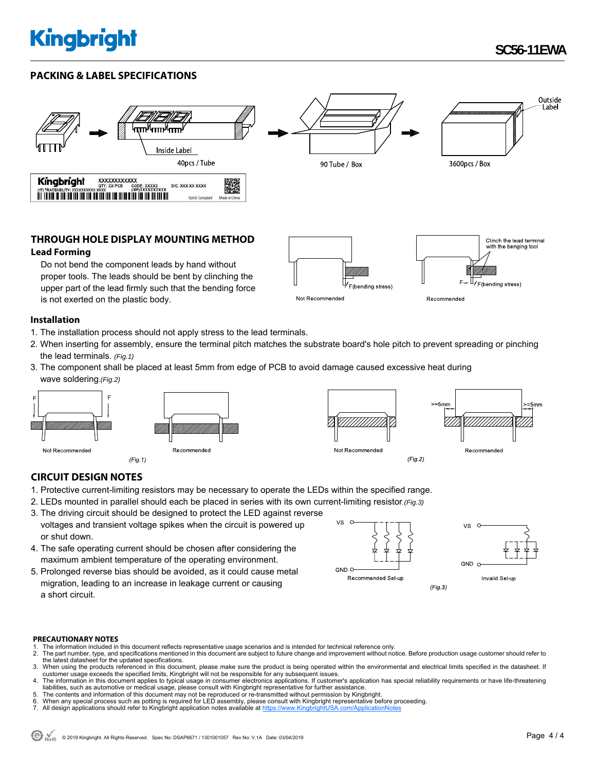## PACKING & LABEL SPECIFICATIONS

Inside Label

40pcs / Tube

90 Tube / Box

3600pcs / Box

Outside Label

## THROUGH HOLE DISPLAY MOUNTING METHOD

### Lead Forming

Do not bend the component leads by hand without proper tools. The leads should be bent by clinching the upper part of the lead firmly such that the bending force is not exerted on the plastic body.

F(bending stress)

Not Recommended

Clinch the lead terminal with the benging tool

F(bending stress)

Recommended

### Installation

1. The installation process should not apply stress to the lead terminals.
2. When inserting for assembly, ensure the terminal pitch matches the substrate board's hole pitch to prevent spreading or pinching the lead terminals. *(Fig.1)*
3. The component shall be placed at least 5mm from edge of PCB to avoid damage caused excessive heat during wave soldering.*(Fig.2)*

Not Recommended

Recommended

*(Fig.1)*

Not Recommended

>=5mm

>=5mm

Recommended

*(Fig.2)*

## CIRCUIT DESIGN NOTES

1. Protective current-limiting resistors may be necessary to operate the LEDs within the specified range.
2. LEDs mounted in parallel should each be placed in series with its own current-limiting resistor.*(Fig.3)*
3. The driving circuit should be designed to protect the LED against reverse voltages and transient voltage spikes when the circuit is powered up or shut down.
4. The safe operating current should be chosen after considering the maximum ambient temperature of the operating environment.
5. Prolonged reverse bias should be avoided, as it could cause metal migration, leading to an increase in leakage current or causing a short circuit.

VS

GND

Recommended Set-up

VS

GND

Invalid Set-up

*(Fig.3)*

### PRECAUTIONARY NOTES

1. The information included in this document reflects representative usage scenarios and is intended for technical reference only.
2. The part number, type, and specifications mentioned in this document are subject to future change and improvement without notice. Before production usage customer should refer to the latest datasheet for the updated specifications.
3. When using the products referenced in this document, please make sure the product is being operated within the environmental and electrical limits specified in the datasheet. If customer usage exceeds the specified limits, Kingbright will not be responsible for any subsequent issues.
4. The information in this document applies to typical usage in consumer electronics applications. If customer's application has special reliability requirements or have life-threatening liabilities, such as automotive or medical usage, please consult with Kingbright representative for further assistance.
5. The contents and information of this document may not be reproduced or re-transmitted without permission by Kingbright.
6. When any special process such as potting is required for LED assembly, please consult with Kingbright representative before proceeding.
7. All design applications should refer to Kingbright application notes available at https://www.KingbrightUSA.com/ApplicationNotes

© 2019 Kingbright. All Rights Reserved. Spec No: DSAP6671 / 1301001057 Rev No: V.1A Date: 03/04/2019